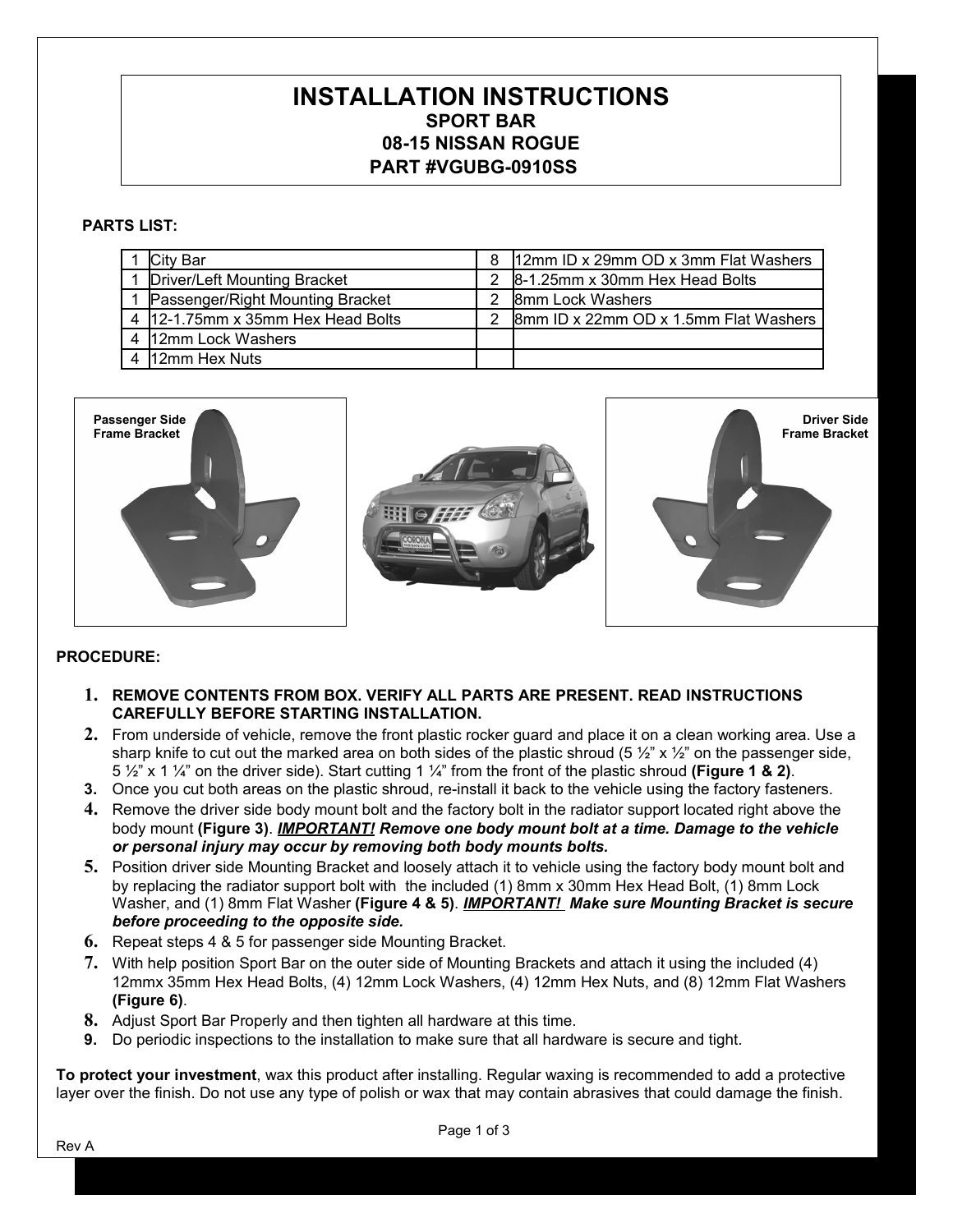# INSTALLATION INSTRUCTIONS

## SPORT BAR
## 08-15 NISSAN ROGUE
## PART #VGUBG-0910SS

**PARTS LIST:**

| | | | |
|---|---|---|---|
| 1 | City Bar | 8 | 12mm ID x 29mm OD x 3mm Flat Washers |
| 1 | Driver/Left Mounting Bracket | 2 | 8-1.25mm x 30mm Hex Head Bolts |
| 1 | Passenger/Right Mounting Bracket | 2 | 8mm Lock Washers |
| 4 | 12-1.75mm x 35mm Hex Head Bolts | 2 | 8mm ID x 22mm OD x 1.5mm Flat Washers |
| 4 | 12mm Lock Washers | | |
| 4 | 12mm Hex Nuts | | |

Passenger Side Frame Bracket

Driver Side Frame Bracket

**PROCEDURE:**

1. **REMOVE CONTENTS FROM BOX. VERIFY ALL PARTS ARE PRESENT. READ INSTRUCTIONS CAREFULLY BEFORE STARTING INSTALLATION.**
2. From underside of vehicle, remove the front plastic rocker guard and place it on a clean working area. Use a sharp knife to cut out the marked area on both sides of the plastic shroud (5 ½” x ½” on the passenger side, 5 ½” x 1 ¼” on the driver side). Start cutting 1 ¼” from the front of the plastic shroud **(Figure 1 & 2)**.
3. Once you cut both areas on the plastic shroud, re-install it back to the vehicle using the factory fasteners.
4. Remove the driver side body mount bolt and the factory bolt in the radiator support located right above the body mount **(Figure 3)**. ***IMPORTANT! Remove one body mount bolt at a time. Damage to the vehicle or personal injury may occur by removing both body mounts bolts.***
5. Position driver side Mounting Bracket and loosely attach it to vehicle using the factory body mount bolt and by replacing the radiator support bolt with the included (1) 8mm x 30mm Hex Head Bolt, (1) 8mm Lock Washer, and (1) 8mm Flat Washer **(Figure 4 & 5)**. ***IMPORTANT! Make sure Mounting Bracket is secure before proceeding to the opposite side.***
6. Repeat steps 4 & 5 for passenger side Mounting Bracket.
7. With help position Sport Bar on the outer side of Mounting Brackets and attach it using the included (4) 12mmx 35mm Hex Head Bolts, (4) 12mm Lock Washers, (4) 12mm Hex Nuts, and (8) 12mm Flat Washers **(Figure 6)**.
8. Adjust Sport Bar Properly and then tighten all hardware at this time.
9. Do periodic inspections to the installation to make sure that all hardware is secure and tight.

**To protect your investment**, wax this product after installing. Regular waxing is recommended to add a protective layer over the finish. Do not use any type of polish or wax that may contain abrasives that could damage the finish.

Rev A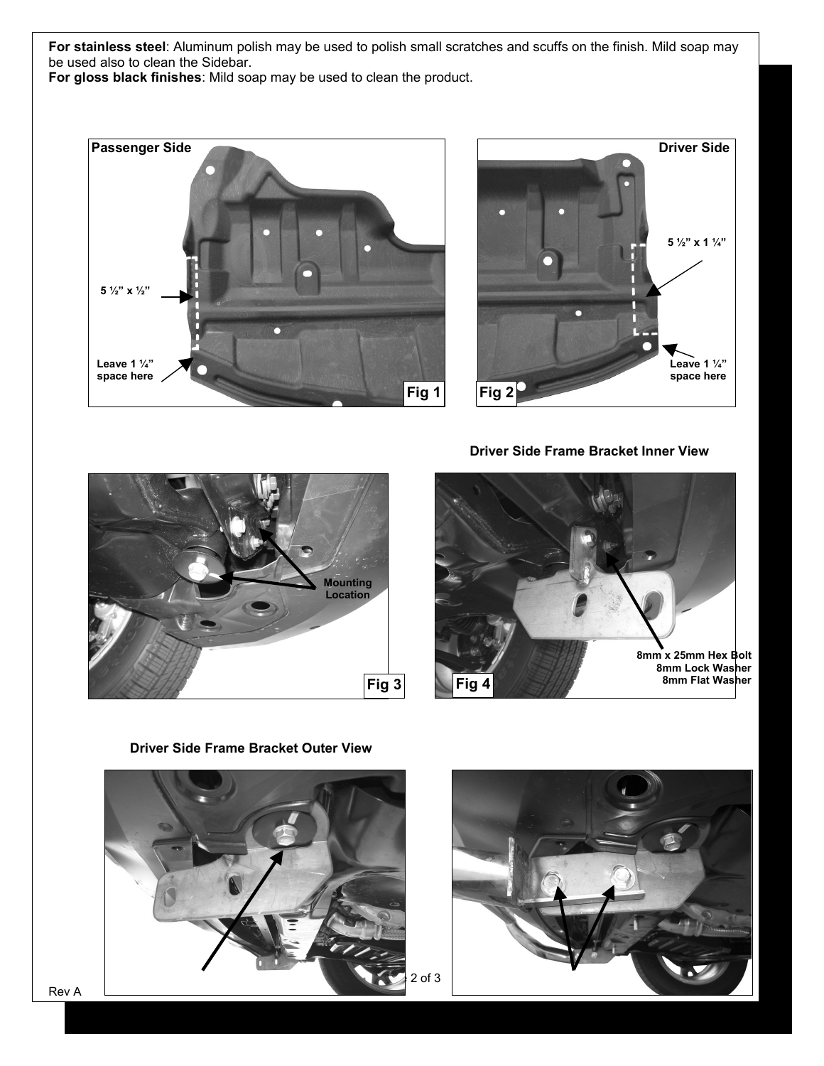**For stainless steel**: Aluminum polish may be used to polish small scratches and scuffs on the finish. Mild soap may be used also to clean the Sidebar.
**For gloss black finishes**: Mild soap may be used to clean the product.

**Passenger Side**

5 ½" x ½"

Leave 1 ¼" space here

**Fig 1**

**Driver Side**

5 ½" x 1 ¼"

Leave 1 ¼" space here

**Fig 2**

Mounting Location

**Fig 3**

**Driver Side Frame Bracket Inner View**

8mm x 25mm Hex Bolt
8mm Lock Washer
8mm Flat Washer

**Fig 4**

**Driver Side Frame Bracket Outer View**

Rev A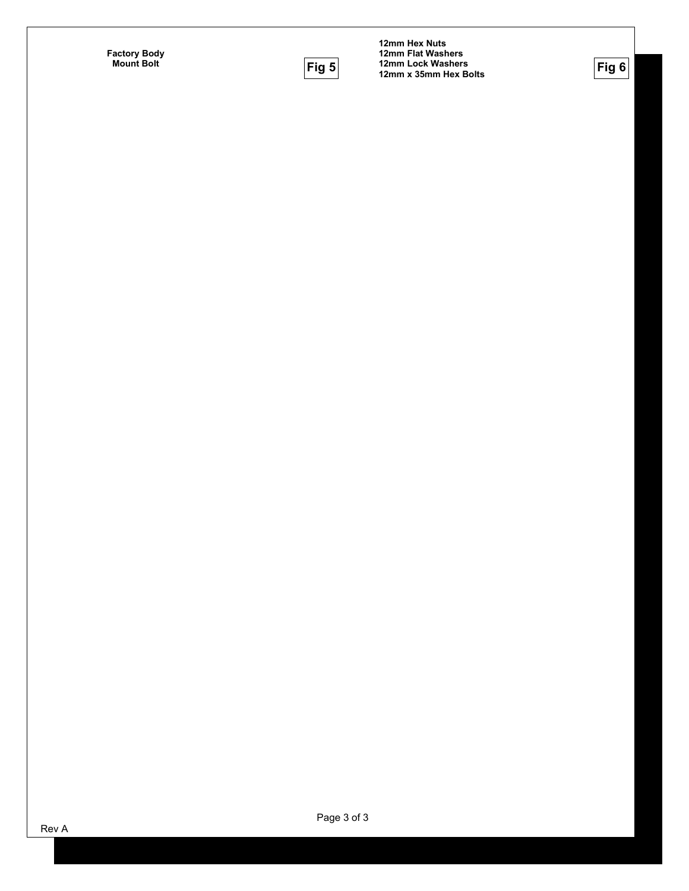Factory Body
Mount Bolt

Fig 5

12mm Hex Nuts
12mm Flat Washers
12mm Lock Washers
12mm x 35mm Hex Bolts

Fig 6

Rev A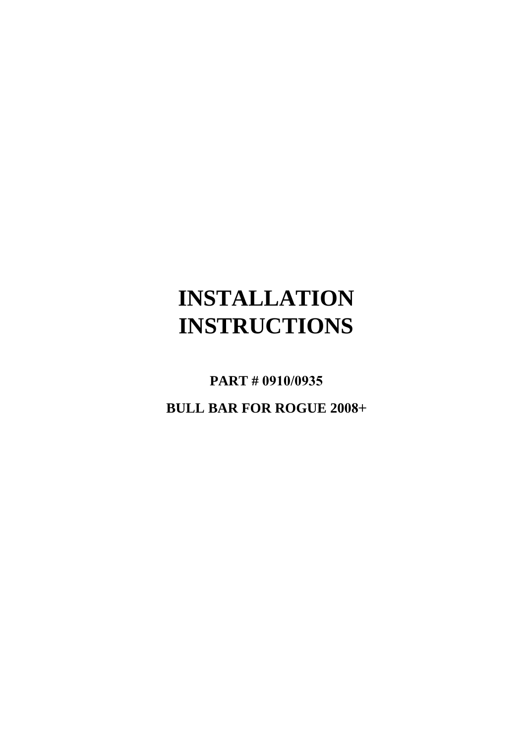# INSTALLATION INSTRUCTIONS

**PART # 0910/0935**

**BULL BAR FOR ROGUE 2008+**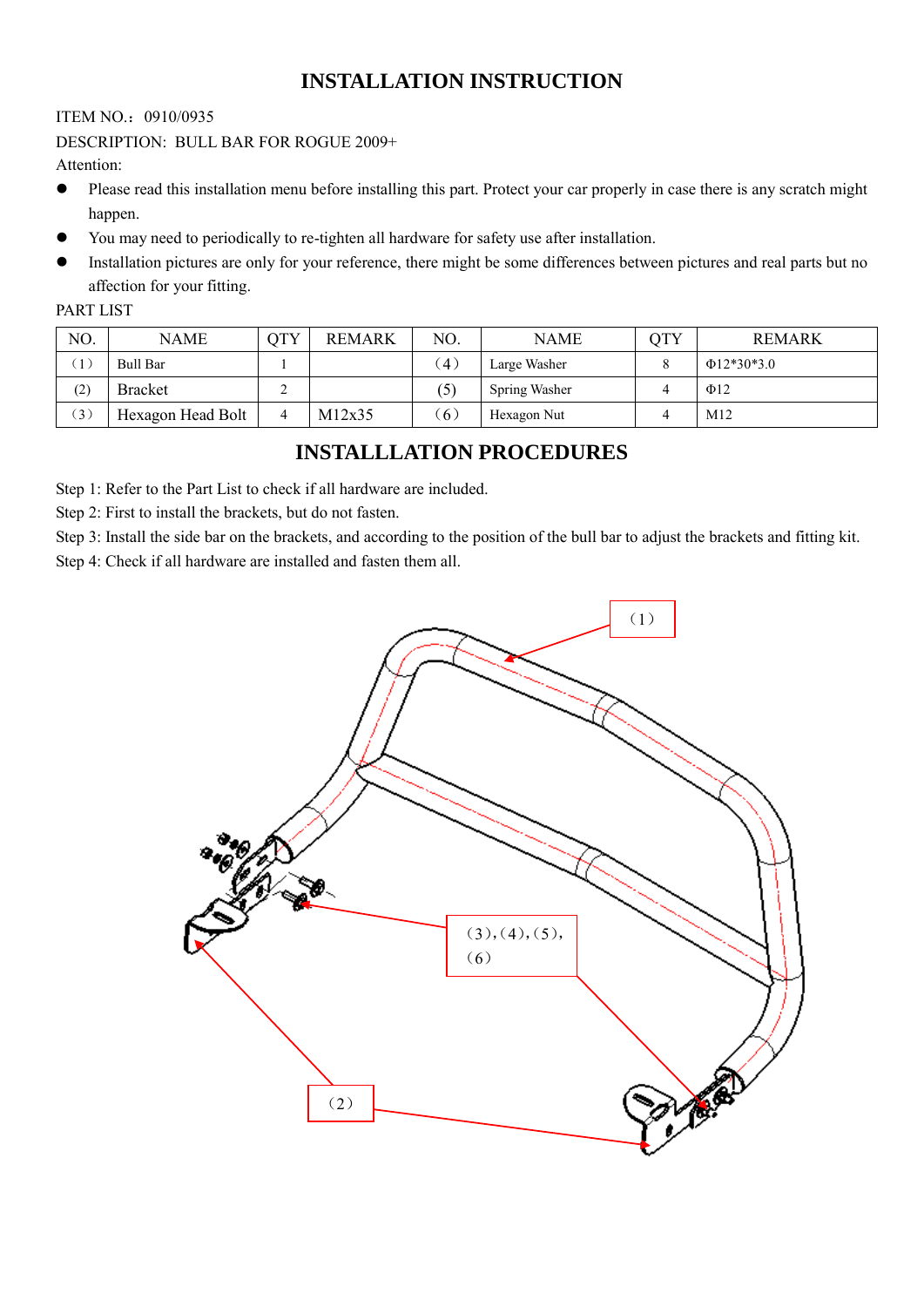# INSTALLATION INSTRUCTION

ITEM NO.：0910/0935

DESCRIPTION: BULL BAR FOR ROGUE 2009+

Attention:

- Please read this installation menu before installing this part. Protect your car properly in case there is any scratch might happen.
- You may need to periodically to re-tighten all hardware for safety use after installation.
- Installation pictures are only for your reference, there might be some differences between pictures and real parts but no affection for your fitting.

PART LIST

| NO. | NAME | QTY | REMARK | NO. | NAME | QTY | REMARK |
|---|---|---|---|---|---|---|---|
| （1） | Bull Bar | 1 | | （4） | Large Washer | 8 | Φ12*30*3.0 |
| (2) | Bracket | 2 | | (5) | Spring Washer | 4 | Φ12 |
| （3） | Hexagon Head Bolt | 4 | M12x35 | （6） | Hexagon Nut | 4 | M12 |

## INSTALLLATION PROCEDURES

Step 1: Refer to the Part List to check if all hardware are included.

Step 2: First to install the brackets, but do not fasten.

Step 3: Install the side bar on the brackets, and according to the position of the bull bar to adjust the brackets and fitting kit.

Step 4: Check if all hardware are installed and fasten them all.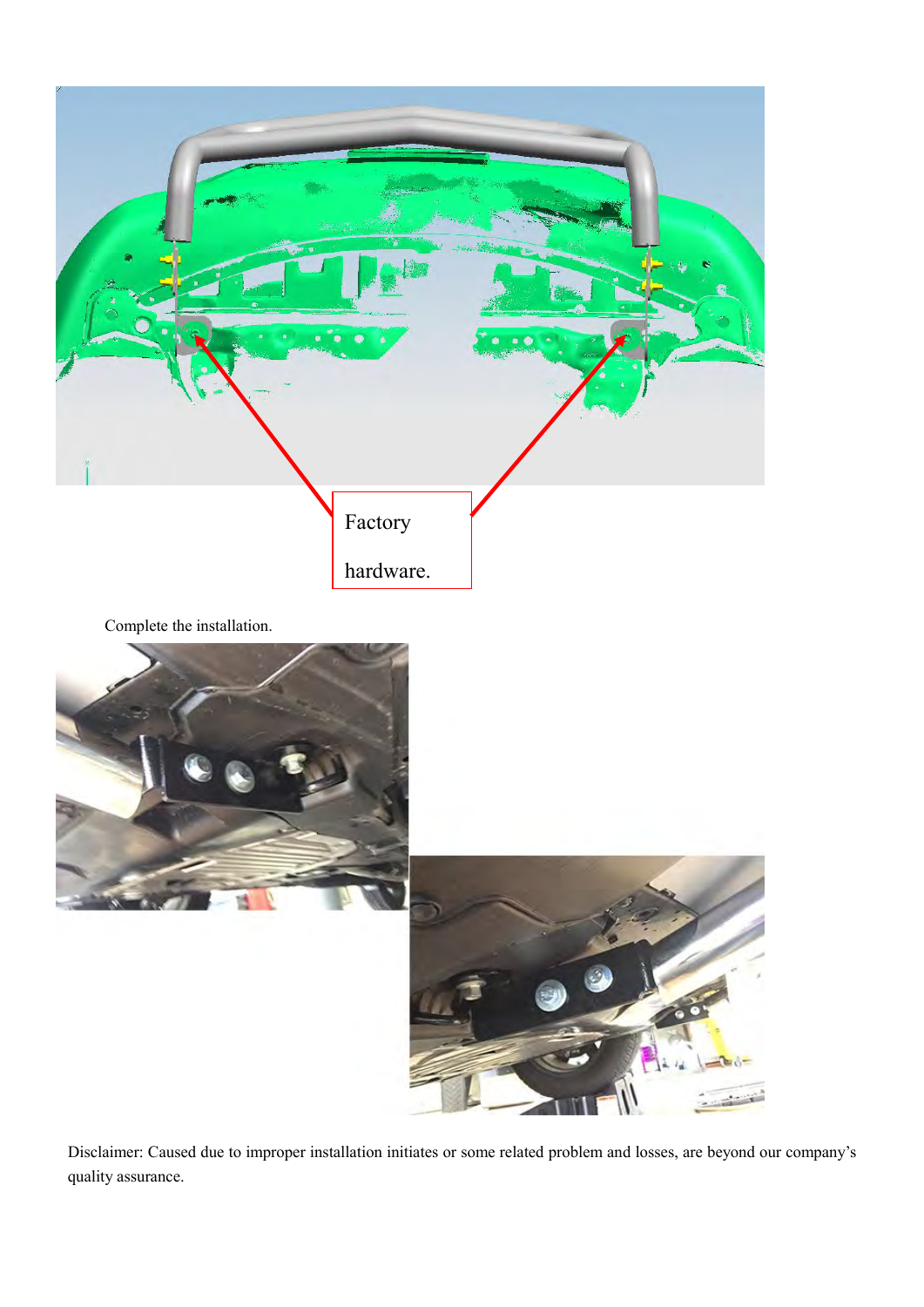Factory hardware.

Complete the installation.

Disclaimer: Caused due to improper installation initiates or some related problem and losses, are beyond our company's quality assurance.